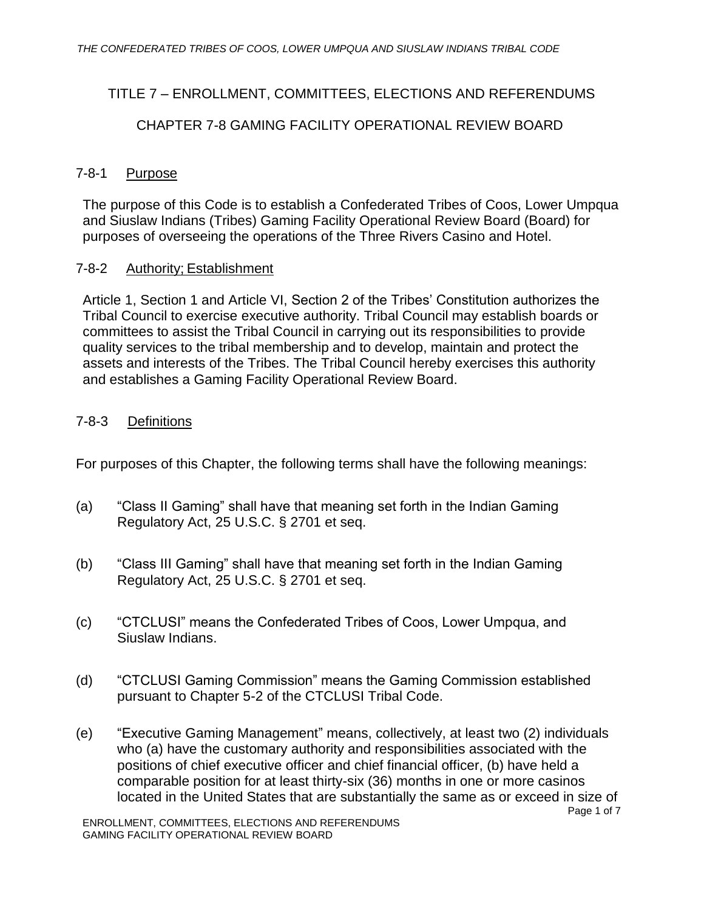## TITLE 7 – ENROLLMENT, COMMITTEES, ELECTIONS AND REFERENDUMS

## CHAPTER 7-8 GAMING FACILITY OPERATIONAL REVIEW BOARD

### 7-8-1 Purpose

The purpose of this Code is to establish a Confederated Tribes of Coos, Lower Umpqua and Siuslaw Indians (Tribes) Gaming Facility Operational Review Board (Board) for purposes of overseeing the operations of the Three Rivers Casino and Hotel.

### 7-8-2 Authority; Establishment

Article 1, Section 1 and Article VI, Section 2 of the Tribes' Constitution authorizes the Tribal Council to exercise executive authority. Tribal Council may establish boards or committees to assist the Tribal Council in carrying out its responsibilities to provide quality services to the tribal membership and to develop, maintain and protect the assets and interests of the Tribes. The Tribal Council hereby exercises this authority and establishes a Gaming Facility Operational Review Board.

### 7-8-3 Definitions

For purposes of this Chapter, the following terms shall have the following meanings:

(a) "Class II Gaming" shall have that meaning set forth in the Indian Gaming Regulatory Act, 25 U.S.C. § 2701 et seq.

(b) "Class III Gaming" shall have that meaning set forth in the Indian Gaming Regulatory Act, 25 U.S.C. § 2701 et seq.

(c) "CTCLUSI" means the Confederated Tribes of Coos, Lower Umpqua, and Siuslaw Indians.

(d) "CTCLUSI Gaming Commission" means the Gaming Commission established pursuant to Chapter 5-2 of the CTCLUSI Tribal Code.

(e) "Executive Gaming Management" means, collectively, at least two (2) individuals who (a) have the customary authority and responsibilities associated with the positions of chief executive officer and chief financial officer, (b) have held a comparable position for at least thirty-six (36) months in one or more casinos located in the United States that are substantially the same as or exceed in size of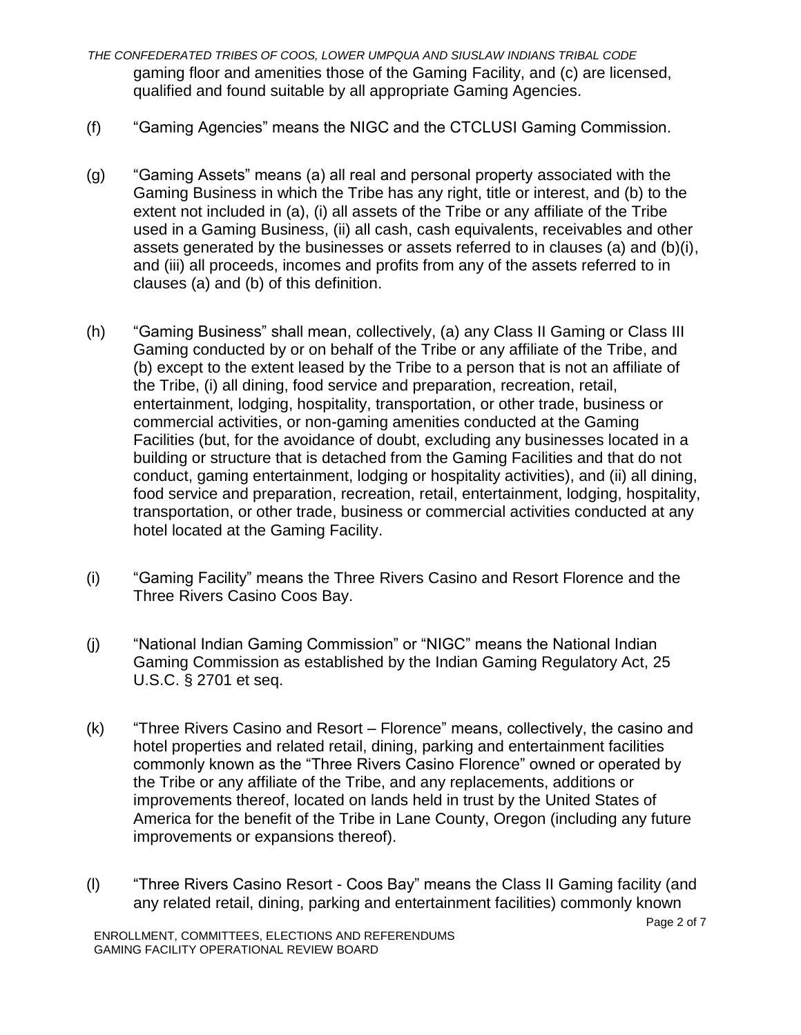gaming floor and amenities those of the Gaming Facility, and (c) are licensed, qualified and found suitable by all appropriate Gaming Agencies.

(f) "Gaming Agencies" means the NIGC and the CTCLUSI Gaming Commission.

(g) "Gaming Assets" means (a) all real and personal property associated with the Gaming Business in which the Tribe has any right, title or interest, and (b) to the extent not included in (a), (i) all assets of the Tribe or any affiliate of the Tribe used in a Gaming Business, (ii) all cash, cash equivalents, receivables and other assets generated by the businesses or assets referred to in clauses (a) and (b)(i), and (iii) all proceeds, incomes and profits from any of the assets referred to in clauses (a) and (b) of this definition.

(h) "Gaming Business" shall mean, collectively, (a) any Class II Gaming or Class III Gaming conducted by or on behalf of the Tribe or any affiliate of the Tribe, and (b) except to the extent leased by the Tribe to a person that is not an affiliate of the Tribe, (i) all dining, food service and preparation, recreation, retail, entertainment, lodging, hospitality, transportation, or other trade, business or commercial activities, or non-gaming amenities conducted at the Gaming Facilities (but, for the avoidance of doubt, excluding any businesses located in a building or structure that is detached from the Gaming Facilities and that do not conduct, gaming entertainment, lodging or hospitality activities), and (ii) all dining, food service and preparation, recreation, retail, entertainment, lodging, hospitality, transportation, or other trade, business or commercial activities conducted at any hotel located at the Gaming Facility.

(i) "Gaming Facility" means the Three Rivers Casino and Resort Florence and the Three Rivers Casino Coos Bay.

(j) "National Indian Gaming Commission" or "NIGC" means the National Indian Gaming Commission as established by the Indian Gaming Regulatory Act, 25 U.S.C. § 2701 et seq.

(k) "Three Rivers Casino and Resort – Florence" means, collectively, the casino and hotel properties and related retail, dining, parking and entertainment facilities commonly known as the "Three Rivers Casino Florence" owned or operated by the Tribe or any affiliate of the Tribe, and any replacements, additions or improvements thereof, located on lands held in trust by the United States of America for the benefit of the Tribe in Lane County, Oregon (including any future improvements or expansions thereof).

(l) "Three Rivers Casino Resort - Coos Bay" means the Class II Gaming facility (and any related retail, dining, parking and entertainment facilities) commonly known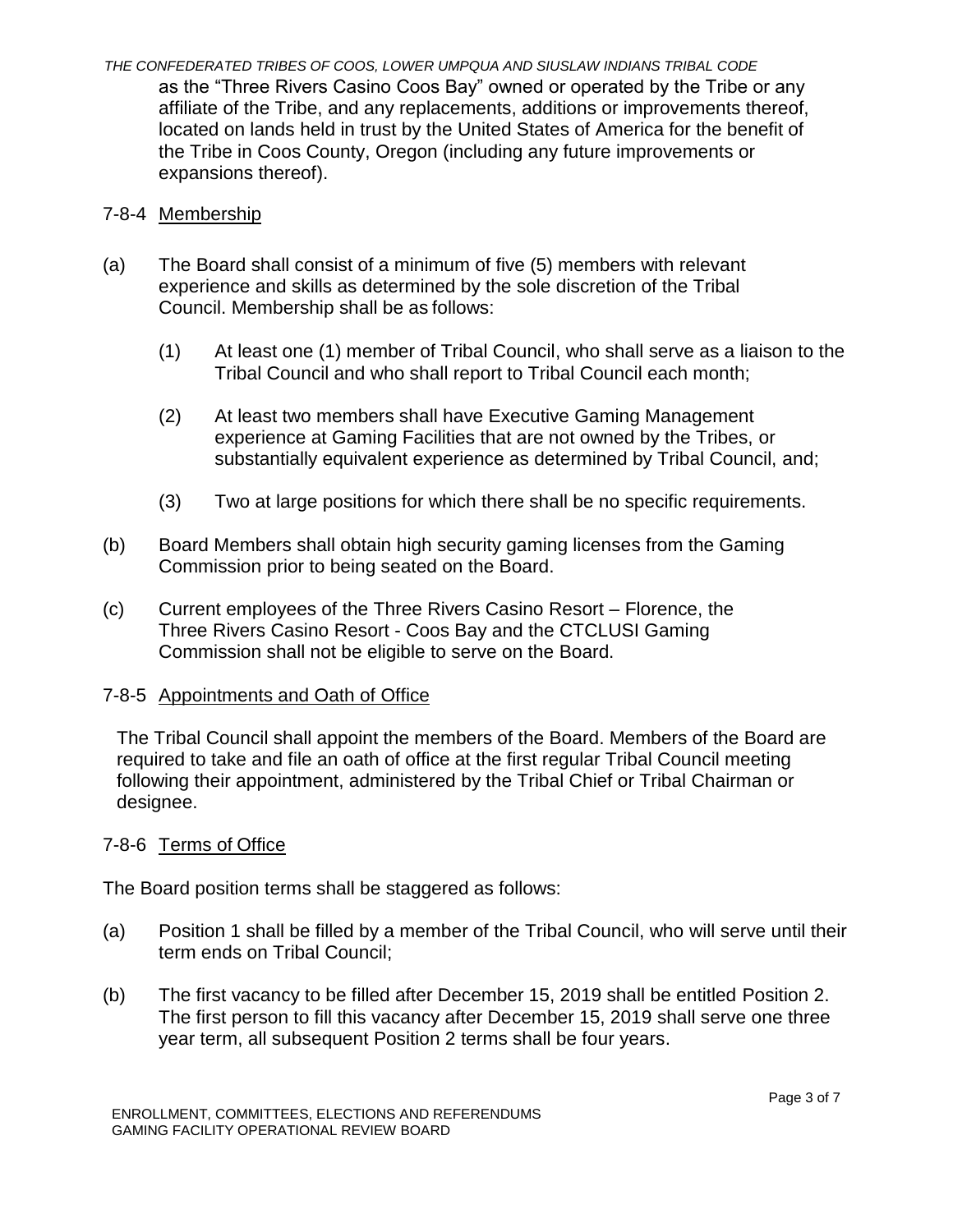as the "Three Rivers Casino Coos Bay" owned or operated by the Tribe or any affiliate of the Tribe, and any replacements, additions or improvements thereof, located on lands held in trust by the United States of America for the benefit of the Tribe in Coos County, Oregon (including any future improvements or expansions thereof).

### 7-8-4 Membership

(a) The Board shall consist of a minimum of five (5) members with relevant experience and skills as determined by the sole discretion of the Tribal Council. Membership shall be as follows:

(1) At least one (1) member of Tribal Council, who shall serve as a liaison to the Tribal Council and who shall report to Tribal Council each month;

(2) At least two members shall have Executive Gaming Management experience at Gaming Facilities that are not owned by the Tribes, or substantially equivalent experience as determined by Tribal Council, and;

(3) Two at large positions for which there shall be no specific requirements.

(b) Board Members shall obtain high security gaming licenses from the Gaming Commission prior to being seated on the Board.

(c) Current employees of the Three Rivers Casino Resort – Florence, the Three Rivers Casino Resort - Coos Bay and the CTCLUSI Gaming Commission shall not be eligible to serve on the Board.

### 7-8-5 Appointments and Oath of Office

The Tribal Council shall appoint the members of the Board. Members of the Board are required to take and file an oath of office at the first regular Tribal Council meeting following their appointment, administered by the Tribal Chief or Tribal Chairman or designee.

### 7-8-6 Terms of Office

The Board position terms shall be staggered as follows:

(a) Position 1 shall be filled by a member of the Tribal Council, who will serve until their term ends on Tribal Council;

(b) The first vacancy to be filled after December 15, 2019 shall be entitled Position 2. The first person to fill this vacancy after December 15, 2019 shall serve one three year term, all subsequent Position 2 terms shall be four years.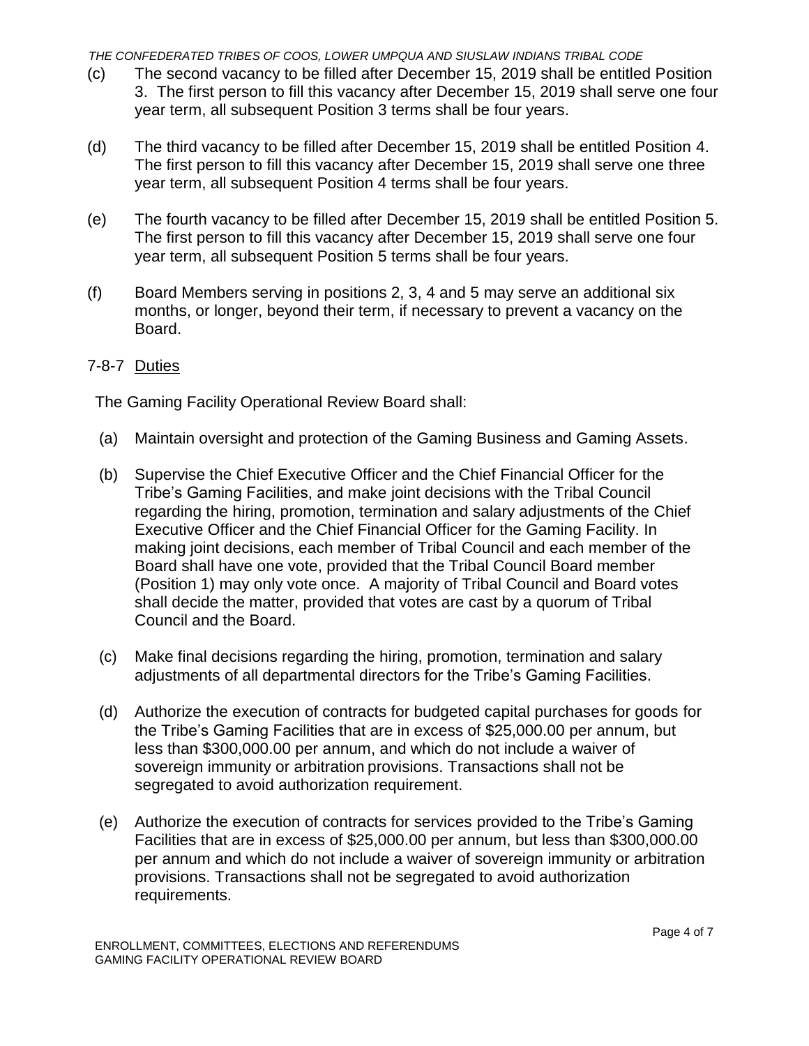(c) The second vacancy to be filled after December 15, 2019 shall be entitled Position 3. The first person to fill this vacancy after December 15, 2019 shall serve one four year term, all subsequent Position 3 terms shall be four years.

(d) The third vacancy to be filled after December 15, 2019 shall be entitled Position 4. The first person to fill this vacancy after December 15, 2019 shall serve one three year term, all subsequent Position 4 terms shall be four years.

(e) The fourth vacancy to be filled after December 15, 2019 shall be entitled Position 5. The first person to fill this vacancy after December 15, 2019 shall serve one four year term, all subsequent Position 5 terms shall be four years.

(f) Board Members serving in positions 2, 3, 4 and 5 may serve an additional six months, or longer, beyond their term, if necessary to prevent a vacancy on the Board.

### 7-8-7 Duties

The Gaming Facility Operational Review Board shall:

(a) Maintain oversight and protection of the Gaming Business and Gaming Assets.

(b) Supervise the Chief Executive Officer and the Chief Financial Officer for the Tribe's Gaming Facilities, and make joint decisions with the Tribal Council regarding the hiring, promotion, termination and salary adjustments of the Chief Executive Officer and the Chief Financial Officer for the Gaming Facility. In making joint decisions, each member of Tribal Council and each member of the Board shall have one vote, provided that the Tribal Council Board member (Position 1) may only vote once. A majority of Tribal Council and Board votes shall decide the matter, provided that votes are cast by a quorum of Tribal Council and the Board.

(c) Make final decisions regarding the hiring, promotion, termination and salary adjustments of all departmental directors for the Tribe's Gaming Facilities.

(d) Authorize the execution of contracts for budgeted capital purchases for goods for the Tribe's Gaming Facilities that are in excess of $25,000.00 per annum, but less than $300,000.00 per annum, and which do not include a waiver of sovereign immunity or arbitration provisions. Transactions shall not be segregated to avoid authorization requirement.

(e) Authorize the execution of contracts for services provided to the Tribe's Gaming Facilities that are in excess of $25,000.00 per annum, but less than $300,000.00 per annum and which do not include a waiver of sovereign immunity or arbitration provisions. Transactions shall not be segregated to avoid authorization requirements.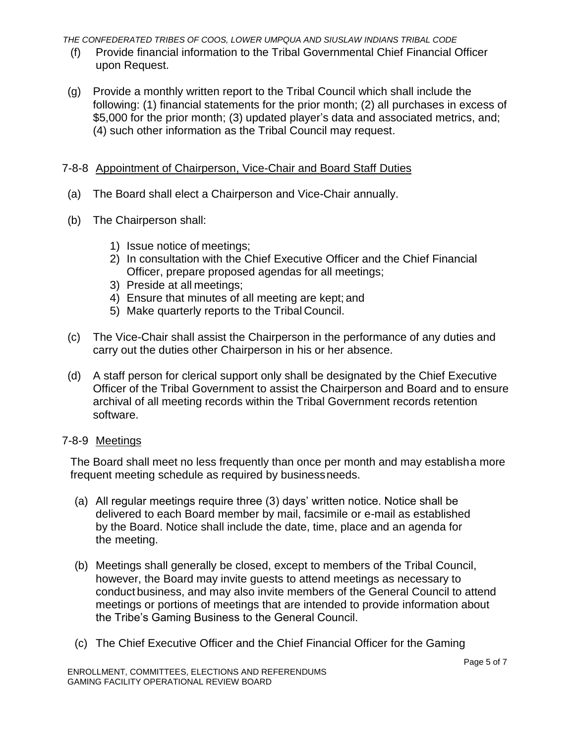(f) Provide financial information to the Tribal Governmental Chief Financial Officer upon Request.

(g) Provide a monthly written report to the Tribal Council which shall include the following: (1) financial statements for the prior month; (2) all purchases in excess of $5,000 for the prior month; (3) updated player's data and associated metrics, and; (4) such other information as the Tribal Council may request.

### 7-8-8 Appointment of Chairperson, Vice-Chair and Board Staff Duties

(a) The Board shall elect a Chairperson and Vice-Chair annually.

(b) The Chairperson shall:

1) Issue notice of meetings;
2) In consultation with the Chief Executive Officer and the Chief Financial Officer, prepare proposed agendas for all meetings;
3) Preside at all meetings;
4) Ensure that minutes of all meeting are kept; and
5) Make quarterly reports to the Tribal Council.

(c) The Vice-Chair shall assist the Chairperson in the performance of any duties and carry out the duties other Chairperson in his or her absence.

(d) A staff person for clerical support only shall be designated by the Chief Executive Officer of the Tribal Government to assist the Chairperson and Board and to ensure archival of all meeting records within the Tribal Government records retention software.

### 7-8-9 Meetings

The Board shall meet no less frequently than once per month and may establish a more frequent meeting schedule as required by business needs.

(a) All regular meetings require three (3) days' written notice. Notice shall be delivered to each Board member by mail, facsimile or e-mail as established by the Board. Notice shall include the date, time, place and an agenda for the meeting.

(b) Meetings shall generally be closed, except to members of the Tribal Council, however, the Board may invite guests to attend meetings as necessary to conduct business, and may also invite members of the General Council to attend meetings or portions of meetings that are intended to provide information about the Tribe's Gaming Business to the General Council.

(c) The Chief Executive Officer and the Chief Financial Officer for the Gaming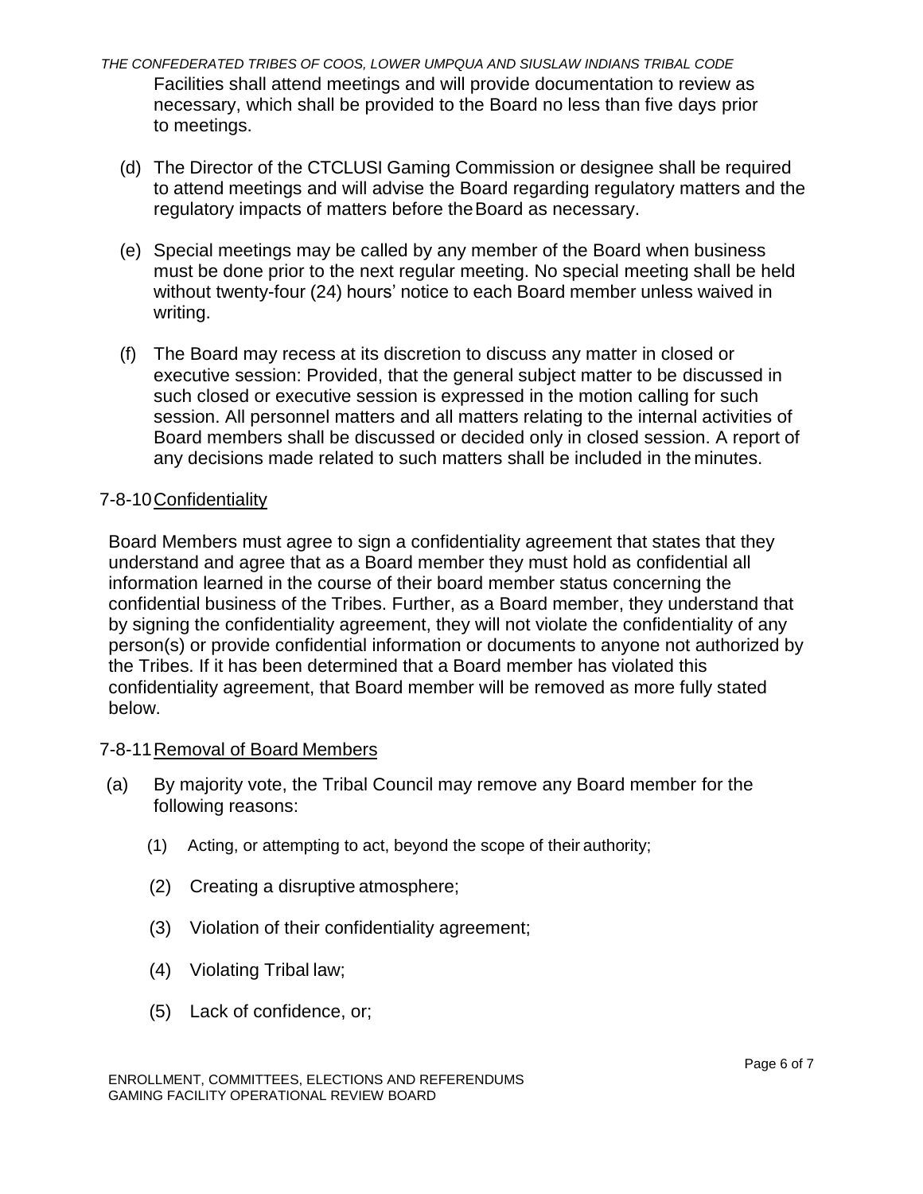Facilities shall attend meetings and will provide documentation to review as necessary, which shall be provided to the Board no less than five days prior to meetings.

(d) The Director of the CTCLUSI Gaming Commission or designee shall be required to attend meetings and will advise the Board regarding regulatory matters and the regulatory impacts of matters before the Board as necessary.

(e) Special meetings may be called by any member of the Board when business must be done prior to the next regular meeting. No special meeting shall be held without twenty-four (24) hours' notice to each Board member unless waived in writing.

(f) The Board may recess at its discretion to discuss any matter in closed or executive session: Provided, that the general subject matter to be discussed in such closed or executive session is expressed in the motion calling for such session. All personnel matters and all matters relating to the internal activities of Board members shall be discussed or decided only in closed session. A report of any decisions made related to such matters shall be included in the minutes.

## 7-8-10 Confidentiality

Board Members must agree to sign a confidentiality agreement that states that they understand and agree that as a Board member they must hold as confidential all information learned in the course of their board member status concerning the confidential business of the Tribes. Further, as a Board member, they understand that by signing the confidentiality agreement, they will not violate the confidentiality of any person(s) or provide confidential information or documents to anyone not authorized by the Tribes. If it has been determined that a Board member has violated this confidentiality agreement, that Board member will be removed as more fully stated below.

## 7-8-11 Removal of Board Members

(a) By majority vote, the Tribal Council may remove any Board member for the following reasons:

(1) Acting, or attempting to act, beyond the scope of their authority;

(2) Creating a disruptive atmosphere;

(3) Violation of their confidentiality agreement;

(4) Violating Tribal law;

(5) Lack of confidence, or;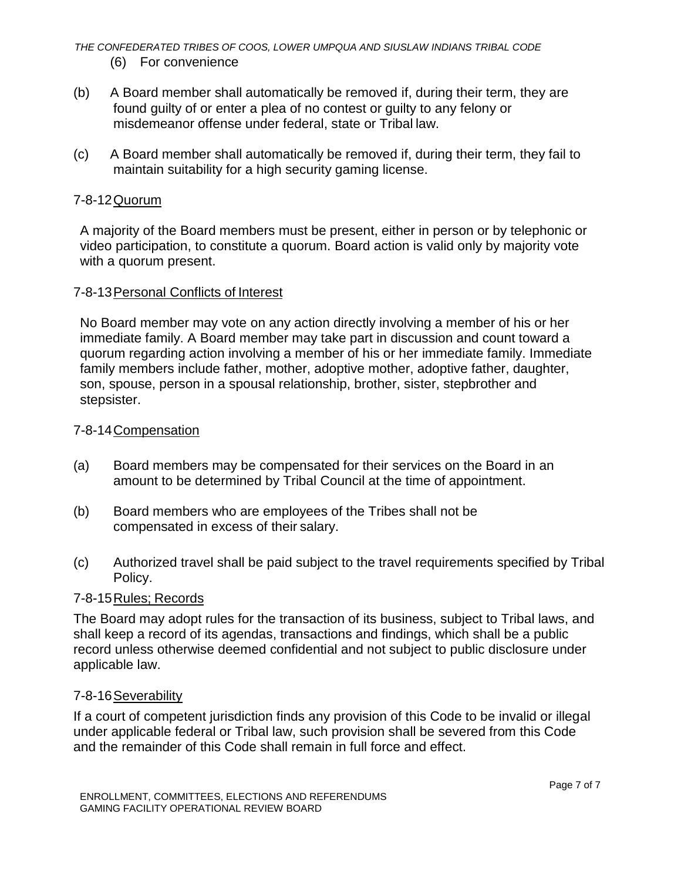(6) For convenience

(b) A Board member shall automatically be removed if, during their term, they are found guilty of or enter a plea of no contest or guilty to any felony or misdemeanor offense under federal, state or Tribal law.

(c) A Board member shall automatically be removed if, during their term, they fail to maintain suitability for a high security gaming license.

## 7-8-12 Quorum

A majority of the Board members must be present, either in person or by telephonic or video participation, to constitute a quorum. Board action is valid only by majority vote with a quorum present.

## 7-8-13 Personal Conflicts of Interest

No Board member may vote on any action directly involving a member of his or her immediate family. A Board member may take part in discussion and count toward a quorum regarding action involving a member of his or her immediate family. Immediate family members include father, mother, adoptive mother, adoptive father, daughter, son, spouse, person in a spousal relationship, brother, sister, stepbrother and stepsister.

## 7-8-14 Compensation

(a) Board members may be compensated for their services on the Board in an amount to be determined by Tribal Council at the time of appointment.

(b) Board members who are employees of the Tribes shall not be compensated in excess of their salary.

(c) Authorized travel shall be paid subject to the travel requirements specified by Tribal Policy.

## 7-8-15 Rules; Records

The Board may adopt rules for the transaction of its business, subject to Tribal laws, and shall keep a record of its agendas, transactions and findings, which shall be a public record unless otherwise deemed confidential and not subject to public disclosure under applicable law.

## 7-8-16 Severability

If a court of competent jurisdiction finds any provision of this Code to be invalid or illegal under applicable federal or Tribal law, such provision shall be severed from this Code and the remainder of this Code shall remain in full force and effect.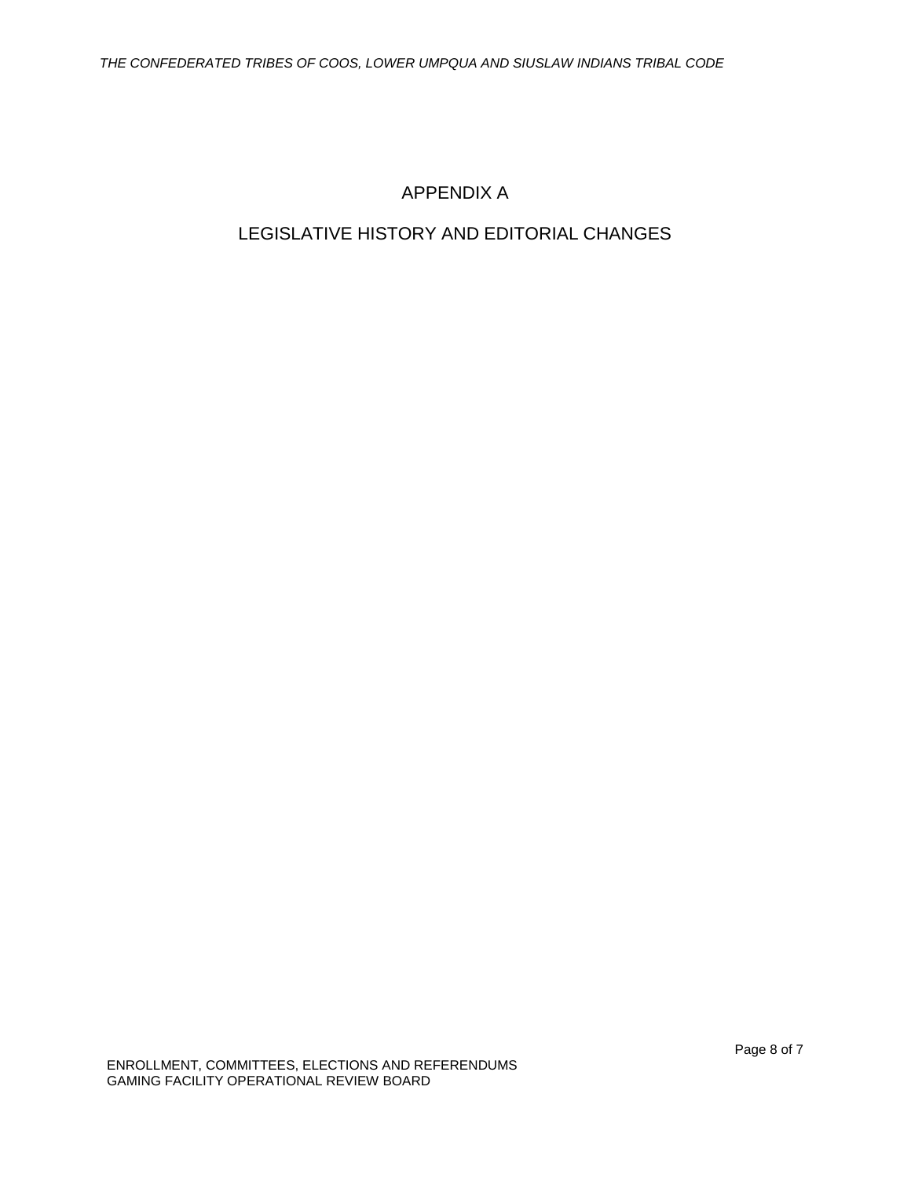# APPENDIX A

## LEGISLATIVE HISTORY AND EDITORIAL CHANGES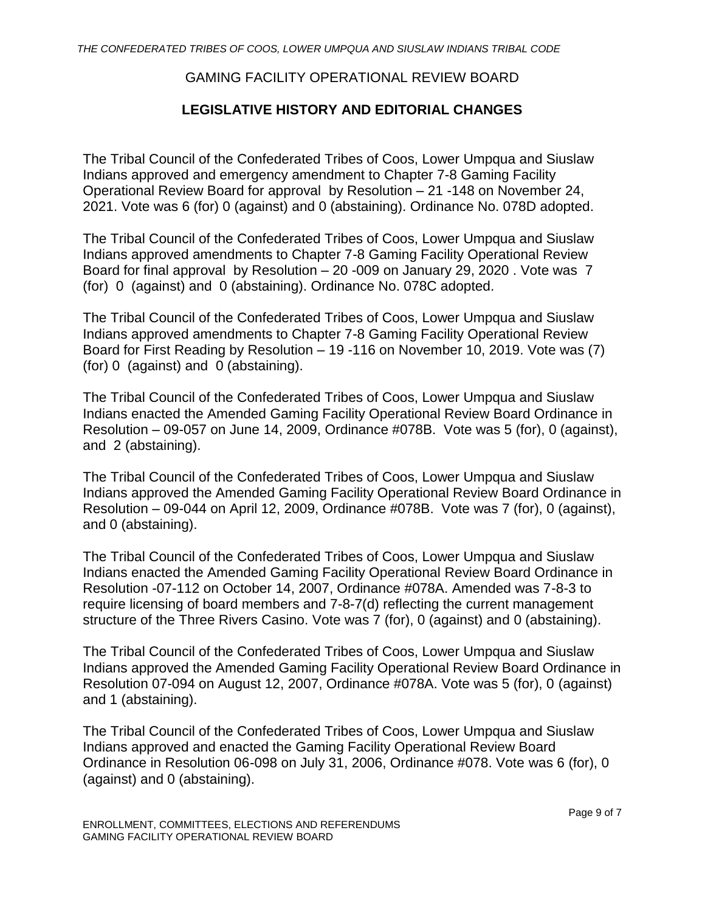## GAMING FACILITY OPERATIONAL REVIEW BOARD

## LEGISLATIVE HISTORY AND EDITORIAL CHANGES

The Tribal Council of the Confederated Tribes of Coos, Lower Umpqua and Siuslaw Indians approved and emergency amendment to Chapter 7-8 Gaming Facility Operational Review Board for approval by Resolution – 21 -148 on November 24, 2021. Vote was 6 (for) 0 (against) and 0 (abstaining). Ordinance No. 078D adopted.

The Tribal Council of the Confederated Tribes of Coos, Lower Umpqua and Siuslaw Indians approved amendments to Chapter 7-8 Gaming Facility Operational Review Board for final approval by Resolution – 20 -009 on January 29, 2020 . Vote was 7 (for) 0 (against) and 0 (abstaining). Ordinance No. 078C adopted.

The Tribal Council of the Confederated Tribes of Coos, Lower Umpqua and Siuslaw Indians approved amendments to Chapter 7-8 Gaming Facility Operational Review Board for First Reading by Resolution – 19 -116 on November 10, 2019. Vote was (7) (for) 0 (against) and 0 (abstaining).

The Tribal Council of the Confederated Tribes of Coos, Lower Umpqua and Siuslaw Indians enacted the Amended Gaming Facility Operational Review Board Ordinance in Resolution – 09-057 on June 14, 2009, Ordinance #078B. Vote was 5 (for), 0 (against), and 2 (abstaining).

The Tribal Council of the Confederated Tribes of Coos, Lower Umpqua and Siuslaw Indians approved the Amended Gaming Facility Operational Review Board Ordinance in Resolution – 09-044 on April 12, 2009, Ordinance #078B. Vote was 7 (for), 0 (against), and 0 (abstaining).

The Tribal Council of the Confederated Tribes of Coos, Lower Umpqua and Siuslaw Indians enacted the Amended Gaming Facility Operational Review Board Ordinance in Resolution -07-112 on October 14, 2007, Ordinance #078A. Amended was 7-8-3 to require licensing of board members and 7-8-7(d) reflecting the current management structure of the Three Rivers Casino. Vote was 7 (for), 0 (against) and 0 (abstaining).

The Tribal Council of the Confederated Tribes of Coos, Lower Umpqua and Siuslaw Indians approved the Amended Gaming Facility Operational Review Board Ordinance in Resolution 07-094 on August 12, 2007, Ordinance #078A. Vote was 5 (for), 0 (against) and 1 (abstaining).

The Tribal Council of the Confederated Tribes of Coos, Lower Umpqua and Siuslaw Indians approved and enacted the Gaming Facility Operational Review Board Ordinance in Resolution 06-098 on July 31, 2006, Ordinance #078. Vote was 6 (for), 0 (against) and 0 (abstaining).